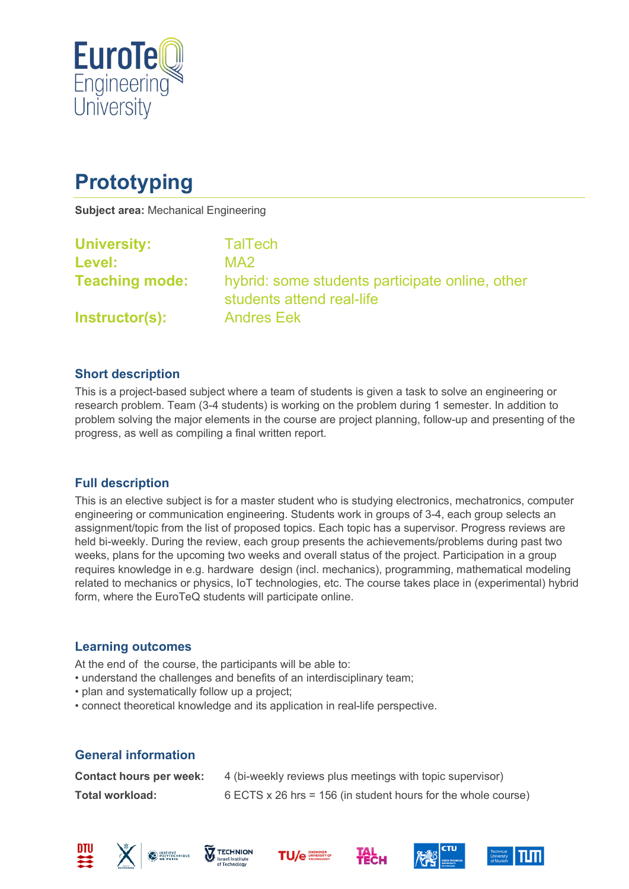# Prototyping

**Subject area:** Mechanical Engineering

| | |
|---|---|
| **University:** | TalTech |
| **Level:** | MA2 |
| **Teaching mode:** | hybrid: some students participate online, other students attend real-life |
| **Instructor(s):** | Andres Eek |

## Short description

This is a project-based subject where a team of students is given a task to solve an engineering or research problem. Team (3-4 students) is working on the problem during 1 semester. In addition to problem solving the major elements in the course are project planning, follow-up and presenting of the progress, as well as compiling a final written report.

## Full description

This is an elective subject is for a master student who is studying electronics, mechatronics, computer engineering or communication engineering. Students work in groups of 3-4, each group selects an assignment/topic from the list of proposed topics. Each topic has a supervisor. Progress reviews are held bi-weekly. During the review, each group presents the achievements/problems during past two weeks, plans for the upcoming two weeks and overall status of the project. Participation in a group requires knowledge in e.g. hardware design (incl. mechanics), programming, mathematical modeling related to mechanics or physics, IoT technologies, etc. The course takes place in (experimental) hybrid form, where the EuroTeQ students will participate online.

## Learning outcomes

At the end of the course, the participants will be able to:

- understand the challenges and benefits of an interdisciplinary team;
- plan and systematically follow up a project;
- connect theoretical knowledge and its application in real-life perspective.

## General information

| | |
|---|---|
| **Contact hours per week:** | 4 (bi-weekly reviews plus meetings with topic supervisor) |
| **Total workload:** | 6 ECTS x 26 hrs = 156 (in student hours for the whole course) |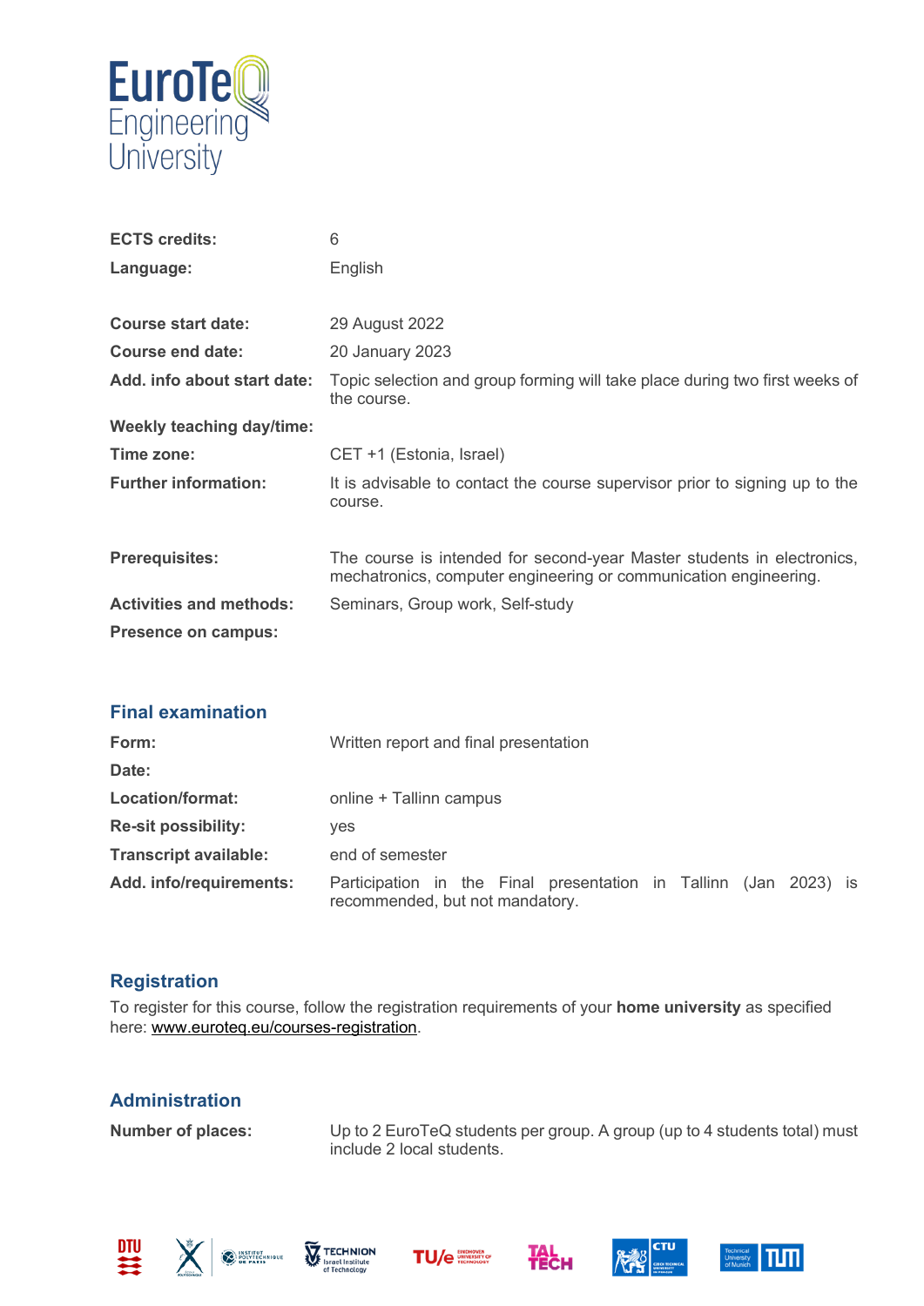| | |
|---|---|
| **ECTS credits:** | 6 |
| **Language:** | English |
| **Course start date:** | 29 August 2022 |
| **Course end date:** | 20 January 2023 |
| **Add. info about start date:** | Topic selection and group forming will take place during two first weeks of the course. |
| **Weekly teaching day/time:** | |
| **Time zone:** | CET +1 (Estonia, Israel) |
| **Further information:** | It is advisable to contact the course supervisor prior to signing up to the course. |
| **Prerequisites:** | The course is intended for second-year Master students in electronics, mechatronics, computer engineering or communication engineering. |
| **Activities and methods:** | Seminars, Group work, Self-study |
| **Presence on campus:** | |

## Final examination

| | |
|---|---|
| **Form:** | Written report and final presentation |
| **Date:** | |
| **Location/format:** | online + Tallinn campus |
| **Re-sit possibility:** | yes |
| **Transcript available:** | end of semester |
| **Add. info/requirements:** | Participation in the Final presentation in Tallinn (Jan 2023) is recommended, but not mandatory. |

## Registration

To register for this course, follow the registration requirements of your **home university** as specified here: www.euroteq.eu/courses-registration.

## Administration

| | |
|---|---|
| **Number of places:** | Up to 2 EuroTeQ students per group. A group (up to 4 students total) must include 2 local students. |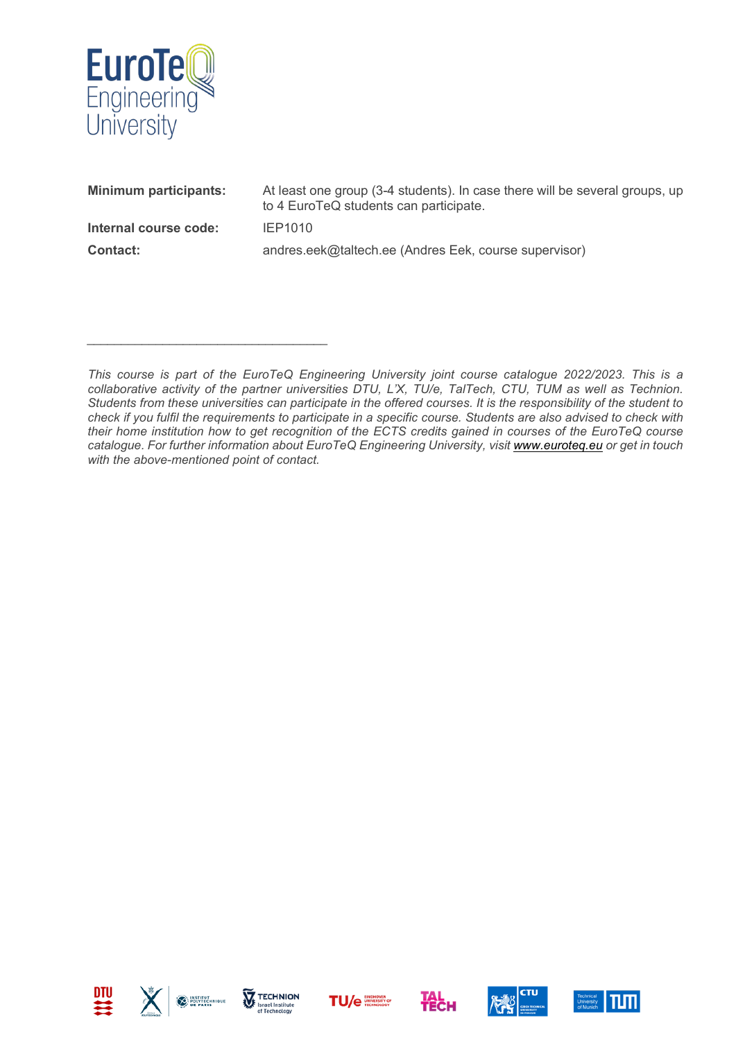| | |
|---|---|
| **Minimum participants:** | At least one group (3-4 students). In case there will be several groups, up to 4 EuroTeQ students can participate. |
| **Internal course code:** | IEP1010 |
| **Contact:** | andres.eek@taltech.ee (Andres Eek, course supervisor) |

___________________________________

*This course is part of the EuroTeQ Engineering University joint course catalogue 2022/2023. This is a collaborative activity of the partner universities DTU, L'X, TU/e, TalTech, CTU, TUM as well as Technion. Students from these universities can participate in the offered courses. It is the responsibility of the student to check if you fulfil the requirements to participate in a specific course. Students are also advised to check with their home institution how to get recognition of the ECTS credits gained in courses of the EuroTeQ course catalogue. For further information about EuroTeQ Engineering University, visit www.euroteq.eu or get in touch with the above-mentioned point of contact.*